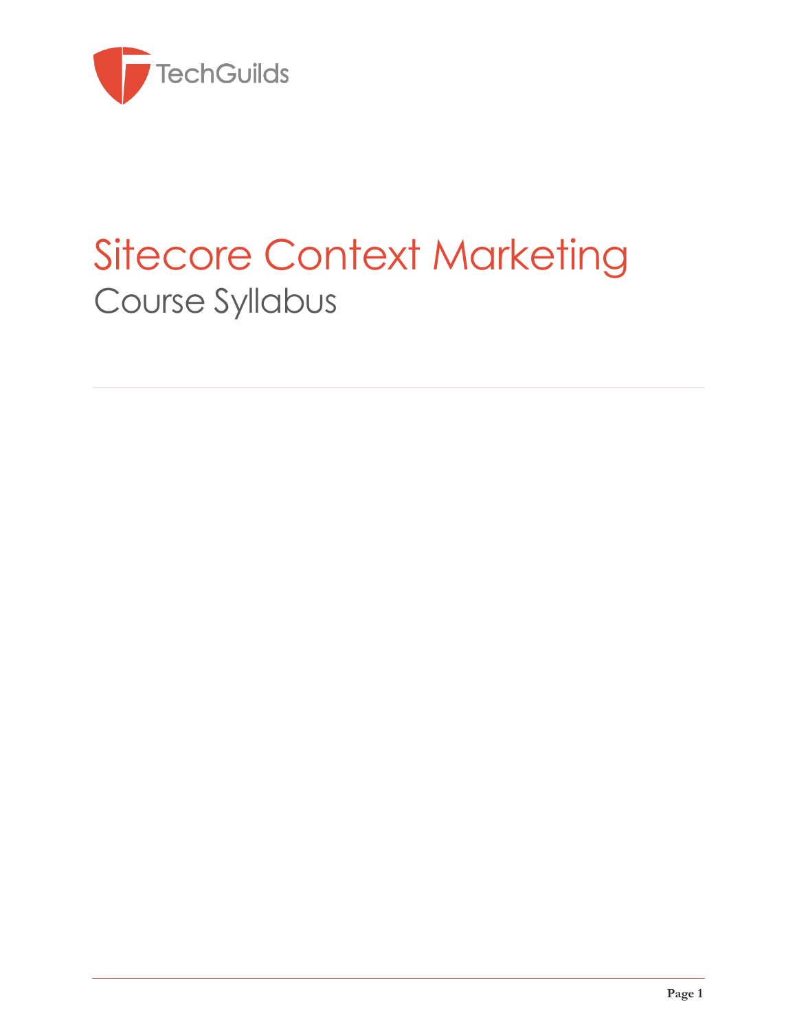TechGuilds

# Sitecore Context Marketing

## Course Syllabus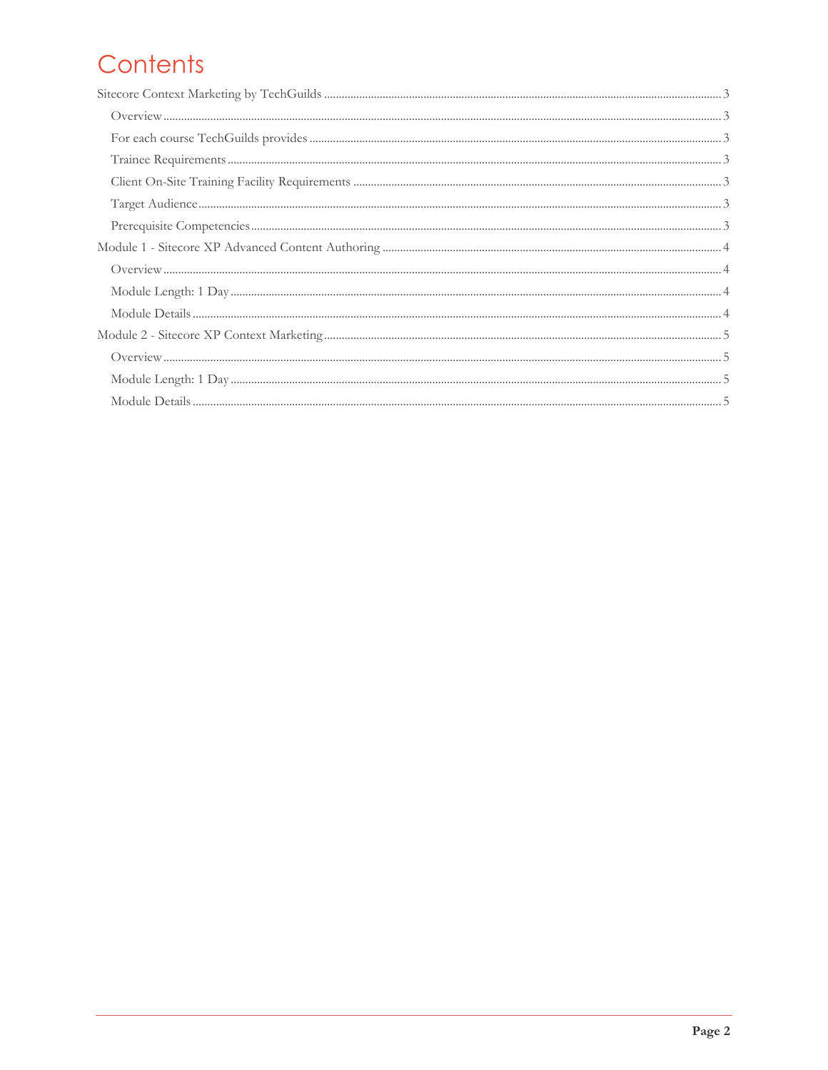# Contents

Sitecore Context Marketing by TechGuilds ........ 3

- Overview ........ 3
- For each course TechGuilds provides ........ 3
- Trainee Requirements ........ 3
- Client On-Site Training Facility Requirements ........ 3
- Target Audience ........ 3
- Prerequisite Competencies ........ 3

Module 1 - Sitecore XP Advanced Content Authoring ........ 4

- Overview ........ 4
- Module Length: 1 Day ........ 4
- Module Details ........ 4

Module 2 - Sitecore XP Context Marketing ........ 5

- Overview ........ 5
- Module Length: 1 Day ........ 5
- Module Details ........ 5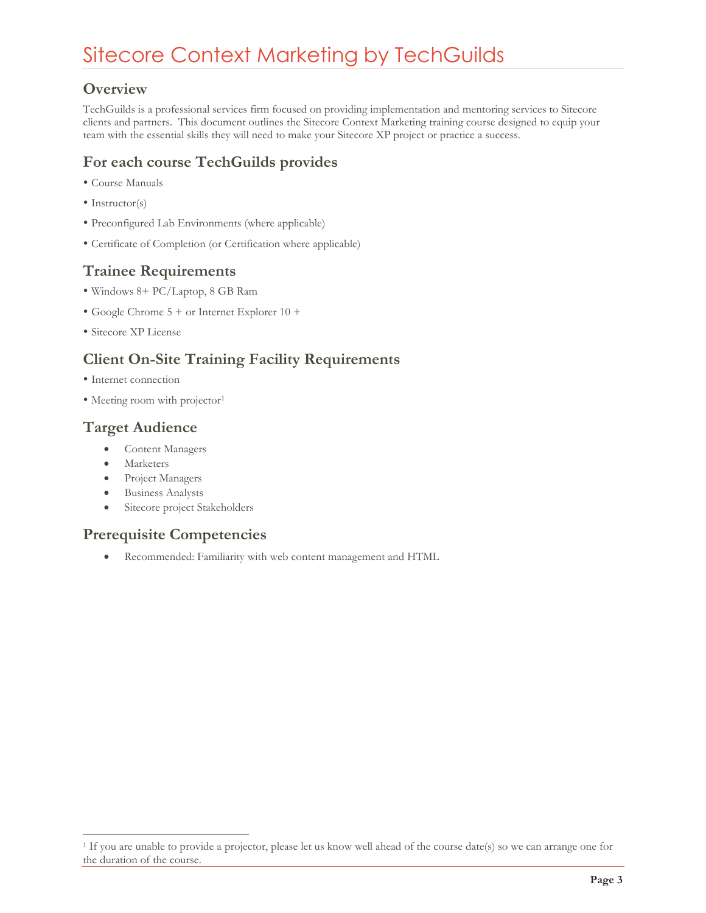# Sitecore Context Marketing by TechGuilds

## Overview

TechGuilds is a professional services firm focused on providing implementation and mentoring services to Sitecore clients and partners. This document outlines the Sitecore Context Marketing training course designed to equip your team with the essential skills they will need to make your Sitecore XP project or practice a success.

## For each course TechGuilds provides

- Course Manuals
- Instructor(s)
- Preconfigured Lab Environments (where applicable)
- Certificate of Completion (or Certification where applicable)

## Trainee Requirements

- Windows 8+ PC/Laptop, 8 GB Ram
- Google Chrome 5 + or Internet Explorer 10 +
- Sitecore XP License

## Client On-Site Training Facility Requirements

- Internet connection
- Meeting room with projector[1]

## Target Audience

- Content Managers
- Marketers
- Project Managers
- Business Analysts
- Sitecore project Stakeholders

## Prerequisite Competencies

- Recommended: Familiarity with web content management and HTML

[1] If you are unable to provide a projector, please let us know well ahead of the course date(s) so we can arrange one for the duration of the course.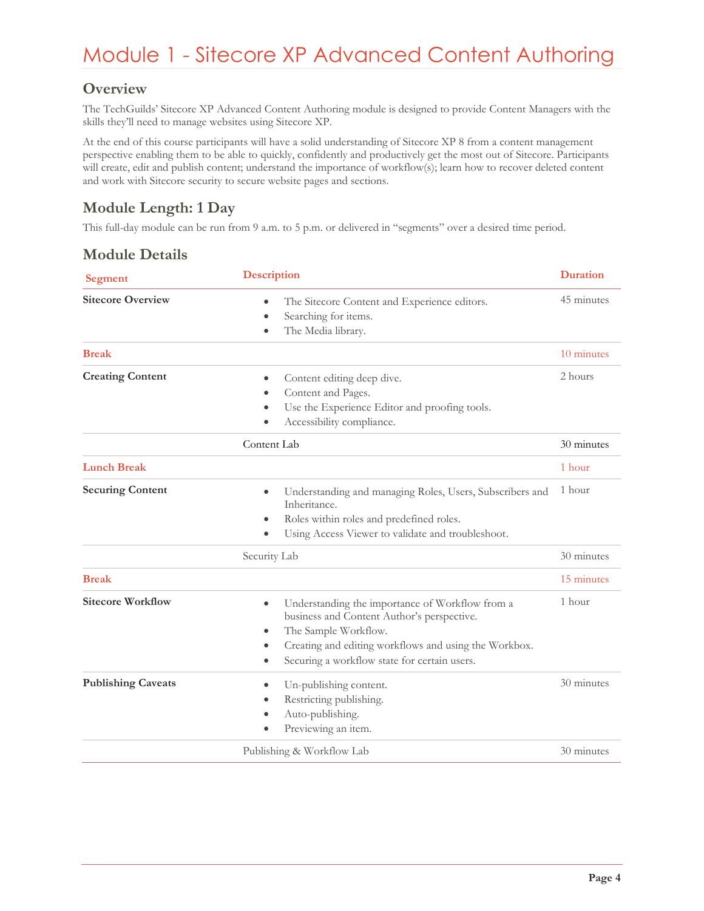# Module 1 - Sitecore XP Advanced Content Authoring

## Overview

The TechGuilds' Sitecore XP Advanced Content Authoring module is designed to provide Content Managers with the skills they'll need to manage websites using Sitecore XP.

At the end of this course participants will have a solid understanding of Sitecore XP 8 from a content management perspective enabling them to be able to quickly, confidently and productively get the most out of Sitecore. Participants will create, edit and publish content; understand the importance of workflow(s); learn how to recover deleted content and work with Sitecore security to secure website pages and sections.

## Module Length: 1 Day

This full-day module can be run from 9 a.m. to 5 p.m. or delivered in "segments" over a desired time period.

## Module Details

| Segment | Description | Duration |
|---|---|---|
| **Sitecore Overview** | • The Sitecore Content and Experience editors.<br>• Searching for items.<br>• The Media library. | 45 minutes |
| **Break** | | 10 minutes |
| **Creating Content** | • Content editing deep dive.<br>• Content and Pages.<br>• Use the Experience Editor and proofing tools.<br>• Accessibility compliance. | 2 hours |
| | Content Lab | 30 minutes |
| **Lunch Break** | | 1 hour |
| **Securing Content** | • Understanding and managing Roles, Users, Subscribers and Inheritance.<br>• Roles within roles and predefined roles.<br>• Using Access Viewer to validate and troubleshoot. | 1 hour |
| | Security Lab | 30 minutes |
| **Break** | | 15 minutes |
| **Sitecore Workflow** | • Understanding the importance of Workflow from a business and Content Author's perspective.<br>• The Sample Workflow.<br>• Creating and editing workflows and using the Workbox.<br>• Securing a workflow state for certain users. | 1 hour |
| **Publishing Caveats** | • Un-publishing content.<br>• Restricting publishing.<br>• Auto-publishing.<br>• Previewing an item. | 30 minutes |
| | Publishing & Workflow Lab | 30 minutes |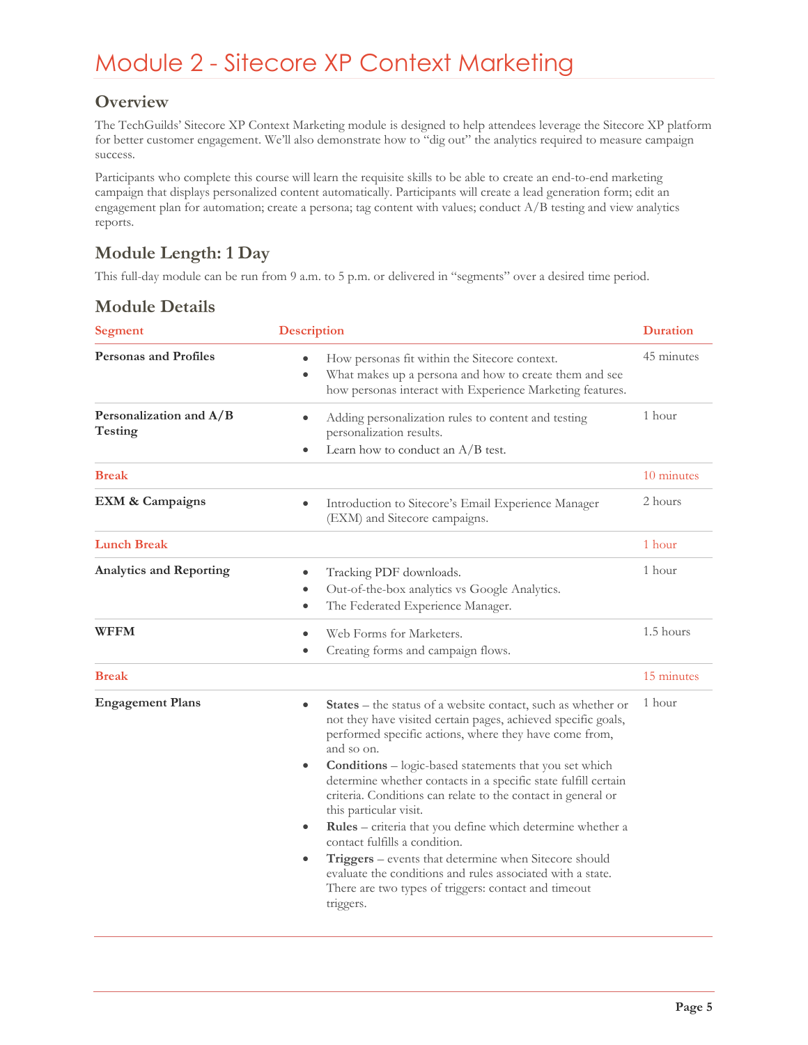# Module 2 - Sitecore XP Context Marketing

## Overview

The TechGuilds' Sitecore XP Context Marketing module is designed to help attendees leverage the Sitecore XP platform for better customer engagement. We'll also demonstrate how to "dig out" the analytics required to measure campaign success.

Participants who complete this course will learn the requisite skills to be able to create an end-to-end marketing campaign that displays personalized content automatically. Participants will create a lead generation form; edit an engagement plan for automation; create a persona; tag content with values; conduct A/B testing and view analytics reports.

## Module Length: 1 Day

This full-day module can be run from 9 a.m. to 5 p.m. or delivered in "segments" over a desired time period.

## Module Details

| Segment | Description | Duration |
| --- | --- | --- |
| **Personas and Profiles** | • How personas fit within the Sitecore context.<br>• What makes up a persona and how to create them and see how personas interact with Experience Marketing features. | 45 minutes |
| **Personalization and A/B Testing** | • Adding personalization rules to content and testing personalization results.<br>• Learn how to conduct an A/B test. | 1 hour |
| **Break** | | 10 minutes |
| **EXM & Campaigns** | • Introduction to Sitecore's Email Experience Manager (EXM) and Sitecore campaigns. | 2 hours |
| **Lunch Break** | | 1 hour |
| **Analytics and Reporting** | • Tracking PDF downloads.<br>• Out-of-the-box analytics vs Google Analytics.<br>• The Federated Experience Manager. | 1 hour |
| **WFFM** | • Web Forms for Marketers.<br>• Creating forms and campaign flows. | 1.5 hours |
| **Break** | | 15 minutes |
| **Engagement Plans** | • **States** – the status of a website contact, such as whether or not they have visited certain pages, achieved specific goals, performed specific actions, where they have come from, and so on.<br>• **Conditions** – logic-based statements that you set which determine whether contacts in a specific state fulfill certain criteria. Conditions can relate to the contact in general or this particular visit.<br>• **Rules** – criteria that you define which determine whether a contact fulfills a condition.<br>• **Triggers** – events that determine when Sitecore should evaluate the conditions and rules associated with a state. There are two types of triggers: contact and timeout triggers. | 1 hour |